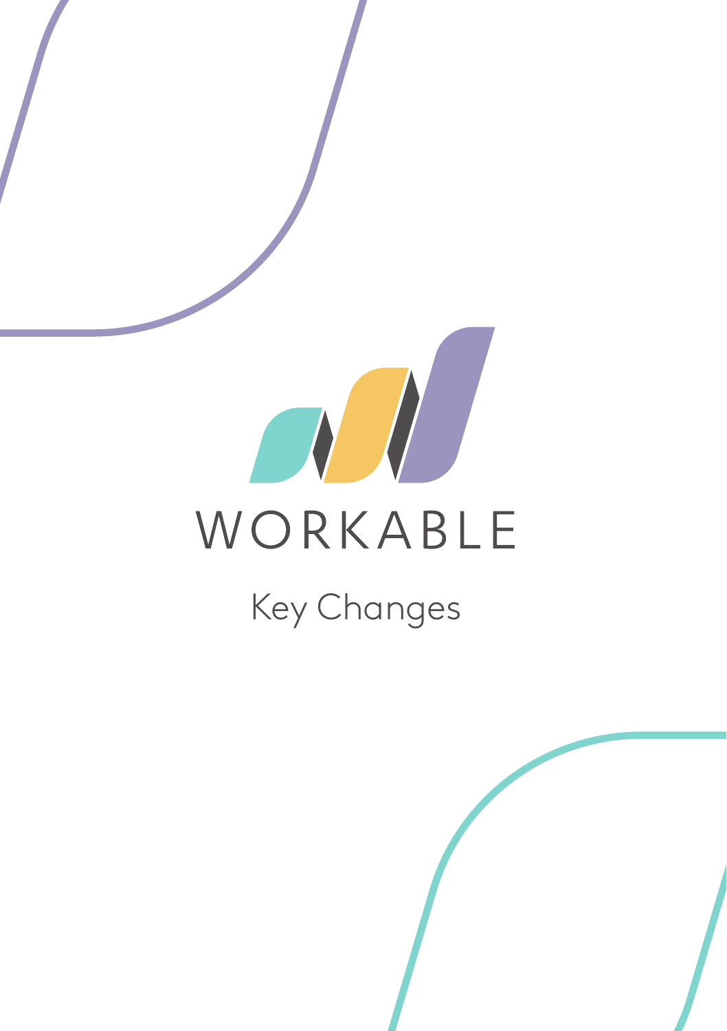# WORKABLE

## Key Changes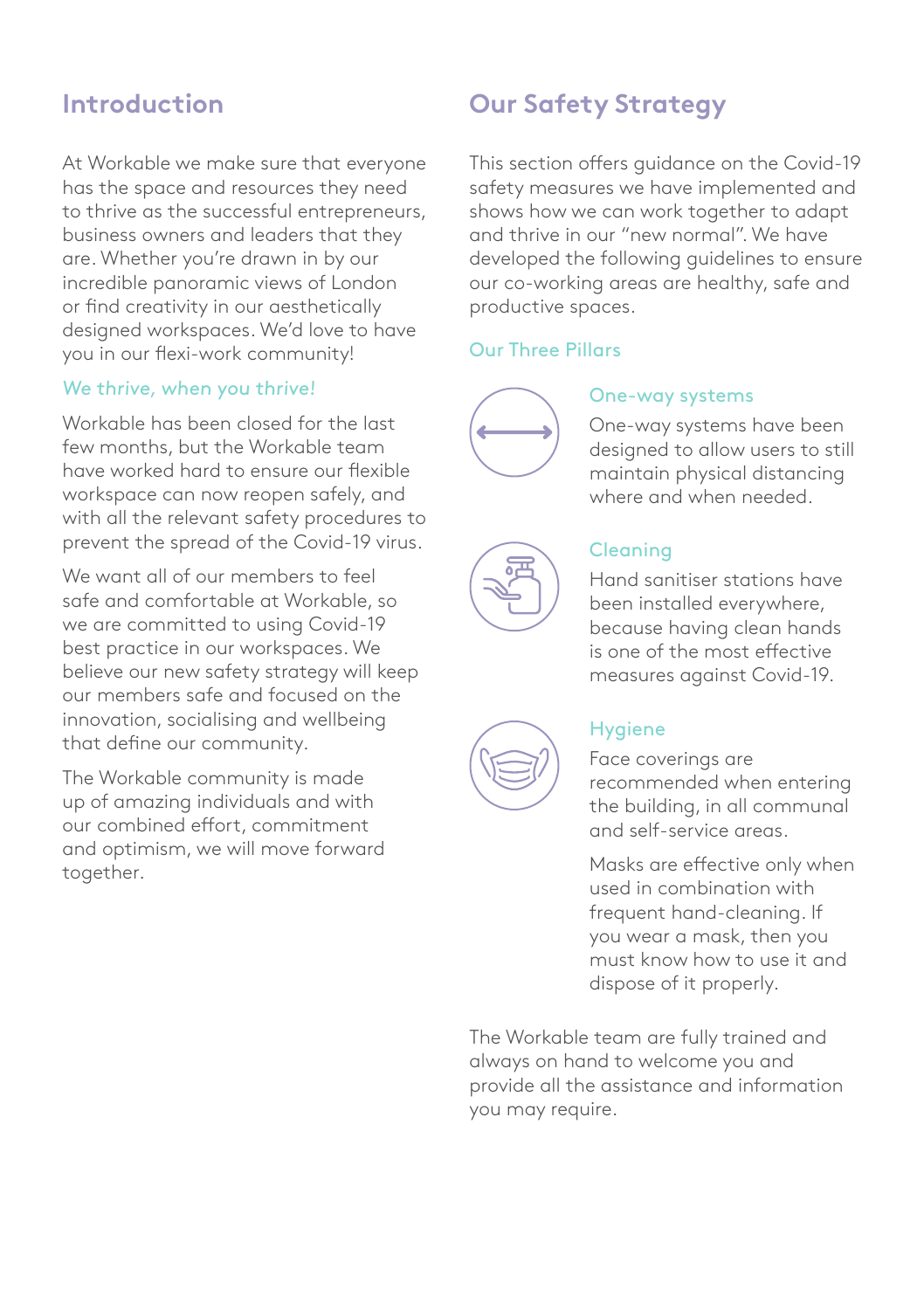## Introduction

At Workable we make sure that everyone has the space and resources they need to thrive as the successful entrepreneurs, business owners and leaders that they are. Whether you're drawn in by our incredible panoramic views of London or find creativity in our aesthetically designed workspaces. We'd love to have you in our flexi-work community!

### We thrive, when you thrive!

Workable has been closed for the last few months, but the Workable team have worked hard to ensure our flexible workspace can now reopen safely, and with all the relevant safety procedures to prevent the spread of the Covid-19 virus.

We want all of our members to feel safe and comfortable at Workable, so we are committed to using Covid-19 best practice in our workspaces. We believe our new safety strategy will keep our members safe and focused on the innovation, socialising and wellbeing that define our community.

The Workable community is made up of amazing individuals and with our combined effort, commitment and optimism, we will move forward together.

## Our Safety Strategy

This section offers guidance on the Covid-19 safety measures we have implemented and shows how we can work together to adapt and thrive in our "new normal". We have developed the following guidelines to ensure our co-working areas are healthy, safe and productive spaces.

### Our Three Pillars

#### One-way systems

One-way systems have been designed to allow users to still maintain physical distancing where and when needed.

#### Cleaning

Hand sanitiser stations have been installed everywhere, because having clean hands is one of the most effective measures against Covid-19.

#### Hygiene

Face coverings are recommended when entering the building, in all communal and self-service areas.

Masks are effective only when used in combination with frequent hand-cleaning. If you wear a mask, then you must know how to use it and dispose of it properly.

The Workable team are fully trained and always on hand to welcome you and provide all the assistance and information you may require.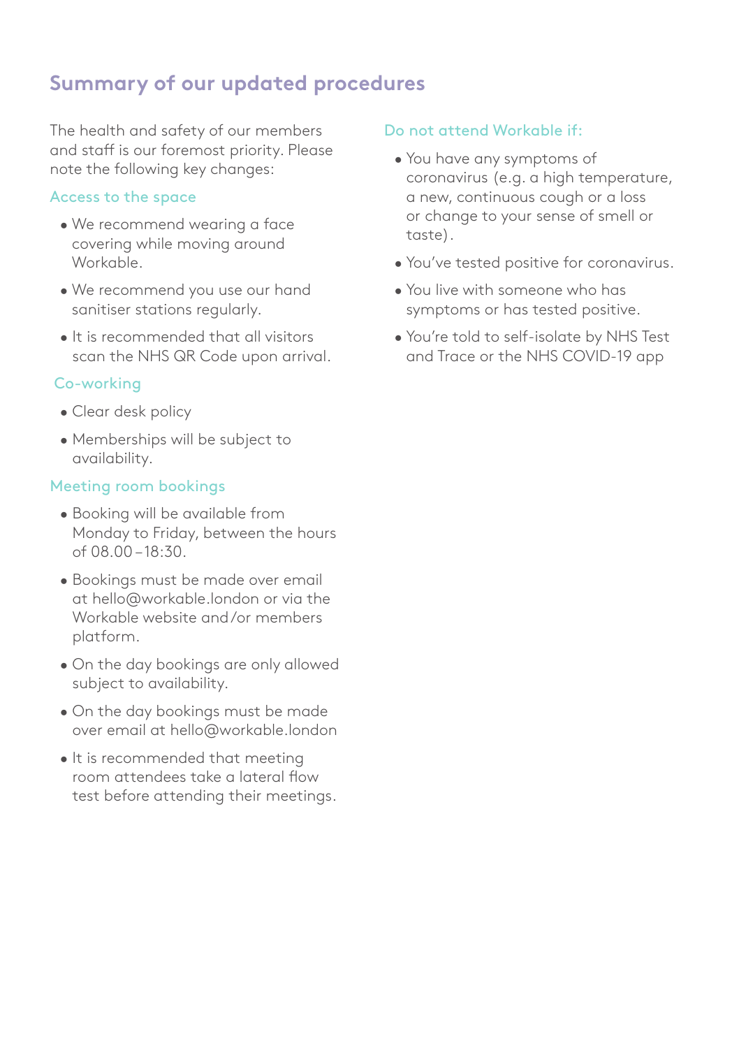## Summary of our updated procedures

The health and safety of our members and staff is our foremost priority. Please note the following key changes:

### Access to the space

- We recommend wearing a face covering while moving around Workable.
- We recommend you use our hand sanitiser stations regularly.
- It is recommended that all visitors scan the NHS QR Code upon arrival.

### Co-working

- Clear desk policy
- Memberships will be subject to availability.

### Meeting room bookings

- Booking will be available from Monday to Friday, between the hours of 08.00 – 18:30.
- Bookings must be made over email at hello@workable.london or via the Workable website and/or members platform.
- On the day bookings are only allowed subject to availability.
- On the day bookings must be made over email at hello@workable.london
- It is recommended that meeting room attendees take a lateral flow test before attending their meetings.

### Do not attend Workable if:

- You have any symptoms of coronavirus (e.g. a high temperature, a new, continuous cough or a loss or change to your sense of smell or taste).
- You've tested positive for coronavirus.
- You live with someone who has symptoms or has tested positive.
- You're told to self-isolate by NHS Test and Trace or the NHS COVID-19 app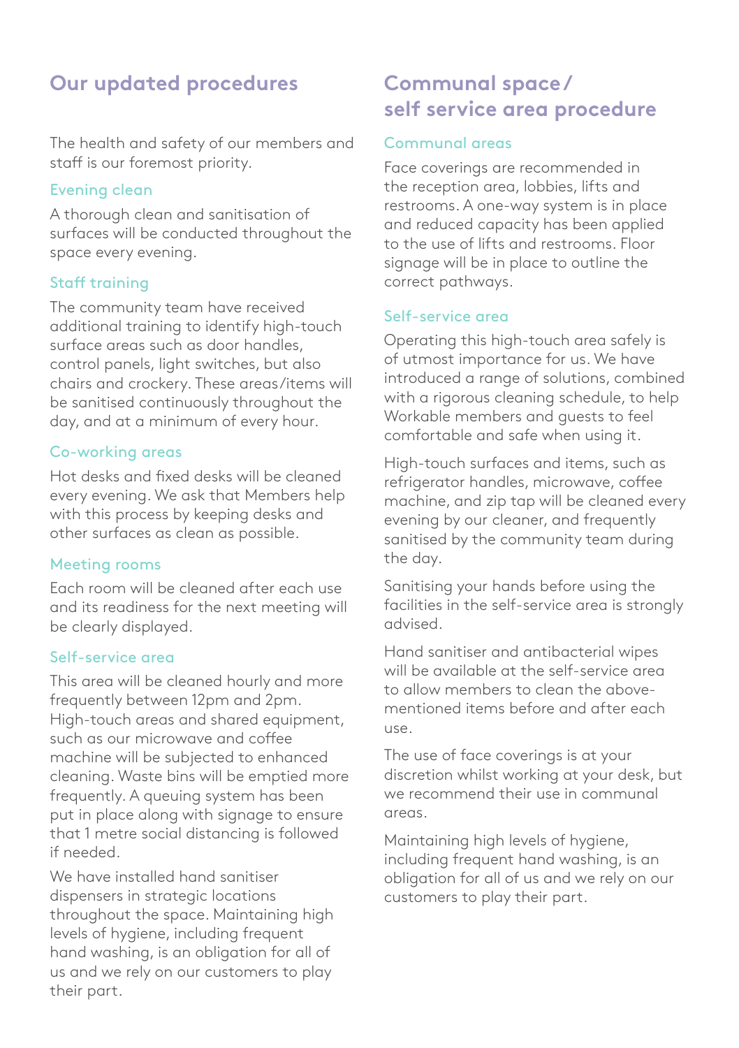## Our updated procedures

The health and safety of our members and staff is our foremost priority.

### Evening clean

A thorough clean and sanitisation of surfaces will be conducted throughout the space every evening.

### Staff training

The community team have received additional training to identify high-touch surface areas such as door handles, control panels, light switches, but also chairs and crockery. These areas/items will be sanitised continuously throughout the day, and at a minimum of every hour.

### Co-working areas

Hot desks and fixed desks will be cleaned every evening. We ask that Members help with this process by keeping desks and other surfaces as clean as possible.

### Meeting rooms

Each room will be cleaned after each use and its readiness for the next meeting will be clearly displayed.

### Self-service area

This area will be cleaned hourly and more frequently between 12pm and 2pm. High-touch areas and shared equipment, such as our microwave and coffee machine will be subjected to enhanced cleaning. Waste bins will be emptied more frequently. A queuing system has been put in place along with signage to ensure that 1 metre social distancing is followed if needed.

We have installed hand sanitiser dispensers in strategic locations throughout the space. Maintaining high levels of hygiene, including frequent hand washing, is an obligation for all of us and we rely on our customers to play their part.

## Communal space/ self service area procedure

### Communal areas

Face coverings are recommended in the reception area, lobbies, lifts and restrooms. A one-way system is in place and reduced capacity has been applied to the use of lifts and restrooms. Floor signage will be in place to outline the correct pathways.

### Self-service area

Operating this high-touch area safely is of utmost importance for us. We have introduced a range of solutions, combined with a rigorous cleaning schedule, to help Workable members and guests to feel comfortable and safe when using it.

High-touch surfaces and items, such as refrigerator handles, microwave, coffee machine, and zip tap will be cleaned every evening by our cleaner, and frequently sanitised by the community team during the day.

Sanitising your hands before using the facilities in the self-service area is strongly advised.

Hand sanitiser and antibacterial wipes will be available at the self-service area to allow members to clean the above-mentioned items before and after each use.

The use of face coverings is at your discretion whilst working at your desk, but we recommend their use in communal areas.

Maintaining high levels of hygiene, including frequent hand washing, is an obligation for all of us and we rely on our customers to play their part.